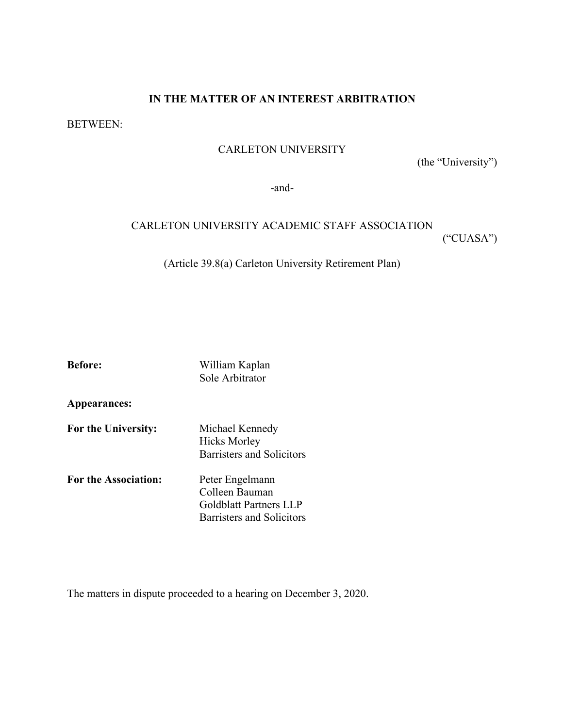**IN THE MATTER OF AN INTEREST ARBITRATION**

BETWEEN:

CARLETON UNIVERSITY

(the "University")

-and-

CARLETON UNIVERSITY ACADEMIC STAFF ASSOCIATION

("CUASA")

(Article 39.8(a) Carleton University Retirement Plan)

**Before:** William Kaplan
Sole Arbitrator

**Appearances:**

**For the University:** Michael Kennedy
Hicks Morley
Barristers and Solicitors

**For the Association:** Peter Engelmann
Colleen Bauman
Goldblatt Partners LLP
Barristers and Solicitors

The matters in dispute proceeded to a hearing on December 3, 2020.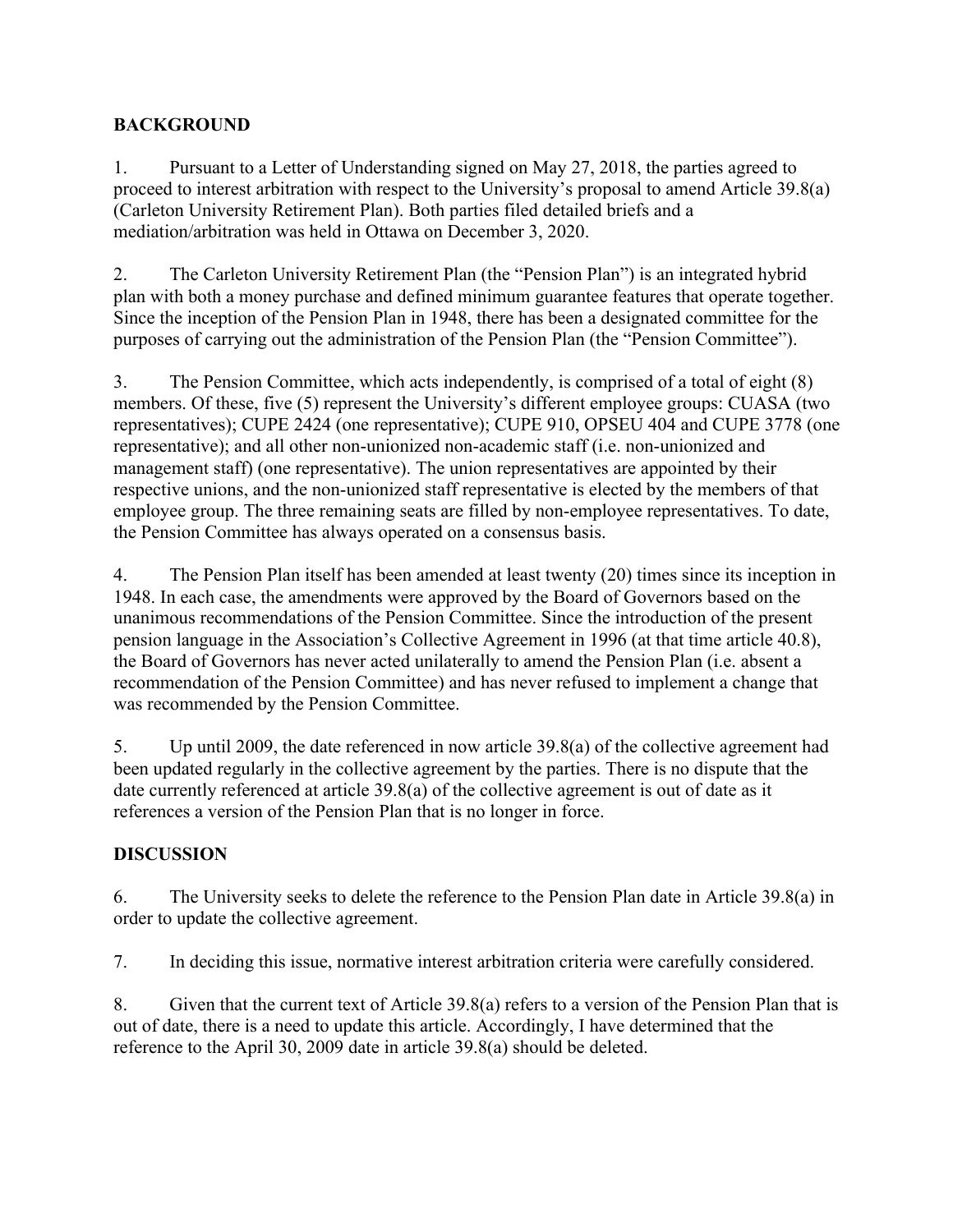**BACKGROUND**

1. Pursuant to a Letter of Understanding signed on May 27, 2018, the parties agreed to proceed to interest arbitration with respect to the University's proposal to amend Article 39.8(a) (Carleton University Retirement Plan). Both parties filed detailed briefs and a mediation/arbitration was held in Ottawa on December 3, 2020.

2. The Carleton University Retirement Plan (the "Pension Plan") is an integrated hybrid plan with both a money purchase and defined minimum guarantee features that operate together. Since the inception of the Pension Plan in 1948, there has been a designated committee for the purposes of carrying out the administration of the Pension Plan (the "Pension Committee").

3. The Pension Committee, which acts independently, is comprised of a total of eight (8) members. Of these, five (5) represent the University's different employee groups: CUASA (two representatives); CUPE 2424 (one representative); CUPE 910, OPSEU 404 and CUPE 3778 (one representative); and all other non-unionized non-academic staff (i.e. non-unionized and management staff) (one representative). The union representatives are appointed by their respective unions, and the non-unionized staff representative is elected by the members of that employee group. The three remaining seats are filled by non-employee representatives. To date, the Pension Committee has always operated on a consensus basis.

4. The Pension Plan itself has been amended at least twenty (20) times since its inception in 1948. In each case, the amendments were approved by the Board of Governors based on the unanimous recommendations of the Pension Committee. Since the introduction of the present pension language in the Association's Collective Agreement in 1996 (at that time article 40.8), the Board of Governors has never acted unilaterally to amend the Pension Plan (i.e. absent a recommendation of the Pension Committee) and has never refused to implement a change that was recommended by the Pension Committee.

5. Up until 2009, the date referenced in now article 39.8(a) of the collective agreement had been updated regularly in the collective agreement by the parties. There is no dispute that the date currently referenced at article 39.8(a) of the collective agreement is out of date as it references a version of the Pension Plan that is no longer in force.

**DISCUSSION**

6. The University seeks to delete the reference to the Pension Plan date in Article 39.8(a) in order to update the collective agreement.

7. In deciding this issue, normative interest arbitration criteria were carefully considered.

8. Given that the current text of Article 39.8(a) refers to a version of the Pension Plan that is out of date, there is a need to update this article. Accordingly, I have determined that the reference to the April 30, 2009 date in article 39.8(a) should be deleted.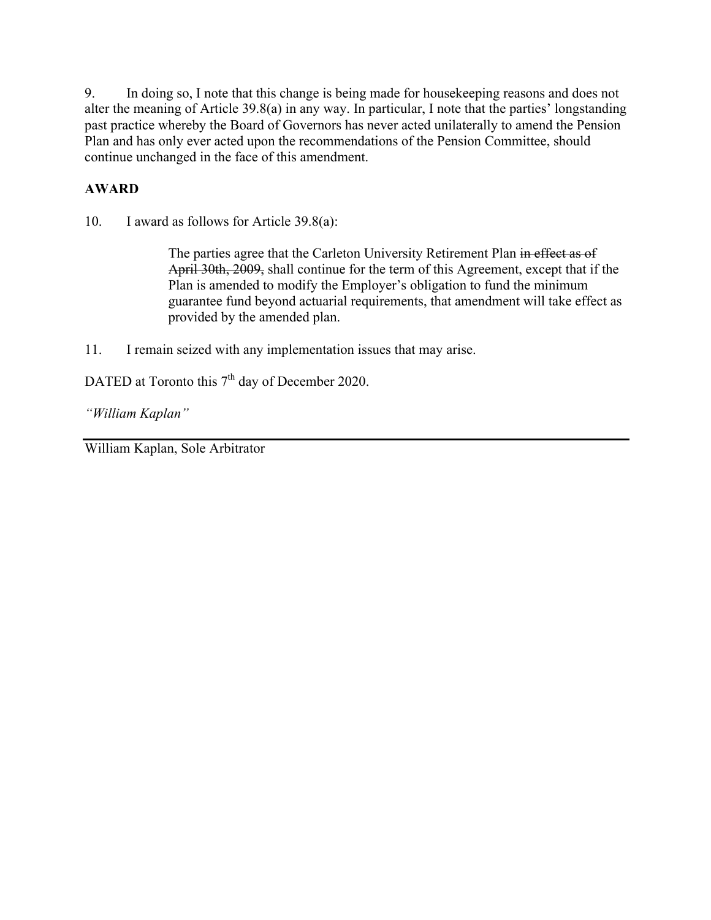9. In doing so, I note that this change is being made for housekeeping reasons and does not alter the meaning of Article 39.8(a) in any way. In particular, I note that the parties' longstanding past practice whereby the Board of Governors has never acted unilaterally to amend the Pension Plan and has only ever acted upon the recommendations of the Pension Committee, should continue unchanged in the face of this amendment.

**AWARD**

10. I award as follows for Article 39.8(a):

> The parties agree that the Carleton University Retirement Plan ~~in effect as of April 30th, 2009,~~ shall continue for the term of this Agreement, except that if the Plan is amended to modify the Employer's obligation to fund the minimum guarantee fund beyond actuarial requirements, that amendment will take effect as provided by the amended plan.

11. I remain seized with any implementation issues that may arise.

DATED at Toronto this 7th day of December 2020.

*"William Kaplan"*

William Kaplan, Sole Arbitrator